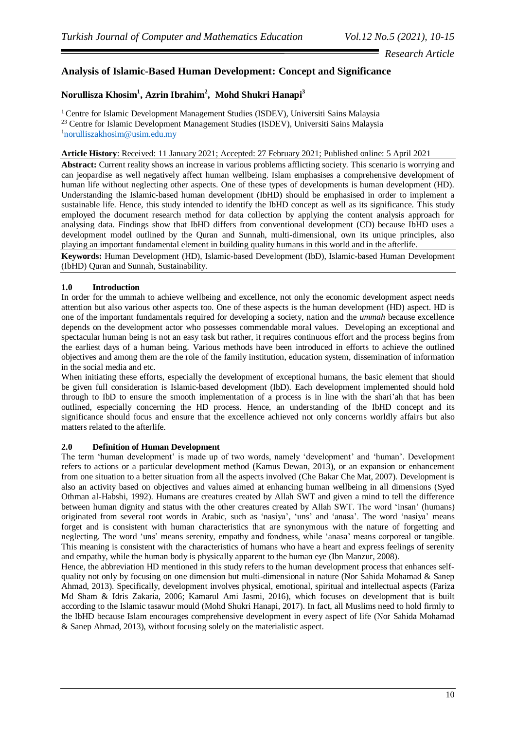*Research Article*

# Analysis of Islamic-Based Human Development: Concept and Significance

**Norullisza Khosim[1], Azrin Ibrahim[2], Mohd Shukri Hanapi[3]**

[1] Centre for Islamic Development Management Studies (ISDEV), Universiti Sains Malaysia
[23] Centre for Islamic Development Management Studies (ISDEV), Universiti Sains Malaysia
[1]norulliszakhosim@usim.edu.my

**Article History**: Received: 11 January 2021; Accepted: 27 February 2021; Published online: 5 April 2021

**Abstract:** Current reality shows an increase in various problems afflicting society. This scenario is worrying and can jeopardise as well negatively affect human wellbeing. Islam emphasises a comprehensive development of human life without neglecting other aspects. One of these types of developments is human development (HD). Understanding the Islamic-based human development (IbHD) should be emphasised in order to implement a sustainable life. Hence, this study intended to identify the IbHD concept as well as its significance. This study employed the document research method for data collection by applying the content analysis approach for analysing data. Findings show that IbHD differs from conventional development (CD) because IbHD uses a development model outlined by the Quran and Sunnah, multi-dimensional, own its unique principles, also playing an important fundamental element in building quality humans in this world and in the afterlife.

**Keywords:** Human Development (HD), Islamic-based Development (IbD), Islamic-based Human Development (IbHD) Quran and Sunnah, Sustainability.

## 1.0 Introduction

In order for the ummah to achieve wellbeing and excellence, not only the economic development aspect needs attention but also various other aspects too. One of these aspects is the human development (HD) aspect. HD is one of the important fundamentals required for developing a society, nation and the *ummah* because excellence depends on the development actor who possesses commendable moral values. Developing an exceptional and spectacular human being is not an easy task but rather, it requires continuous effort and the process begins from the earliest days of a human being. Various methods have been introduced in efforts to achieve the outlined objectives and among them are the role of the family institution, education system, dissemination of information in the social media and etc.

When initiating these efforts, especially the development of exceptional humans, the basic element that should be given full consideration is Islamic-based development (IbD). Each development implemented should hold through to IbD to ensure the smooth implementation of a process is in line with the shari'ah that has been outlined, especially concerning the HD process. Hence, an understanding of the IbHD concept and its significance should focus and ensure that the excellence achieved not only concerns worldly affairs but also matters related to the afterlife.

## 2.0 Definition of Human Development

The term 'human development' is made up of two words, namely 'development' and 'human'. Development refers to actions or a particular development method (Kamus Dewan, 2013), or an expansion or enhancement from one situation to a better situation from all the aspects involved (Che Bakar Che Mat, 2007). Development is also an activity based on objectives and values aimed at enhancing human wellbeing in all dimensions (Syed Othman al-Habshi, 1992). Humans are creatures created by Allah SWT and given a mind to tell the difference between human dignity and status with the other creatures created by Allah SWT. The word 'insan' (humans) originated from several root words in Arabic, such as 'nasiya', 'uns' and 'anasa'. The word 'nasiya' means forget and is consistent with human characteristics that are synonymous with the nature of forgetting and neglecting. The word 'uns' means serenity, empathy and fondness, while 'anasa' means corporeal or tangible. This meaning is consistent with the characteristics of humans who have a heart and express feelings of serenity and empathy, while the human body is physically apparent to the human eye (Ibn Manzur, 2008).

Hence, the abbreviation HD mentioned in this study refers to the human development process that enhances self-quality not only by focusing on one dimension but multi-dimensional in nature (Nor Sahida Mohamad & Sanep Ahmad, 2013). Specifically, development involves physical, emotional, spiritual and intellectual aspects (Fariza Md Sham & Idris Zakaria, 2006; Kamarul Ami Jasmi, 2016), which focuses on development that is built according to the Islamic tasawur mould (Mohd Shukri Hanapi, 2017). In fact, all Muslims need to hold firmly to the IbHD because Islam encourages comprehensive development in every aspect of life (Nor Sahida Mohamad & Sanep Ahmad, 2013), without focusing solely on the materialistic aspect.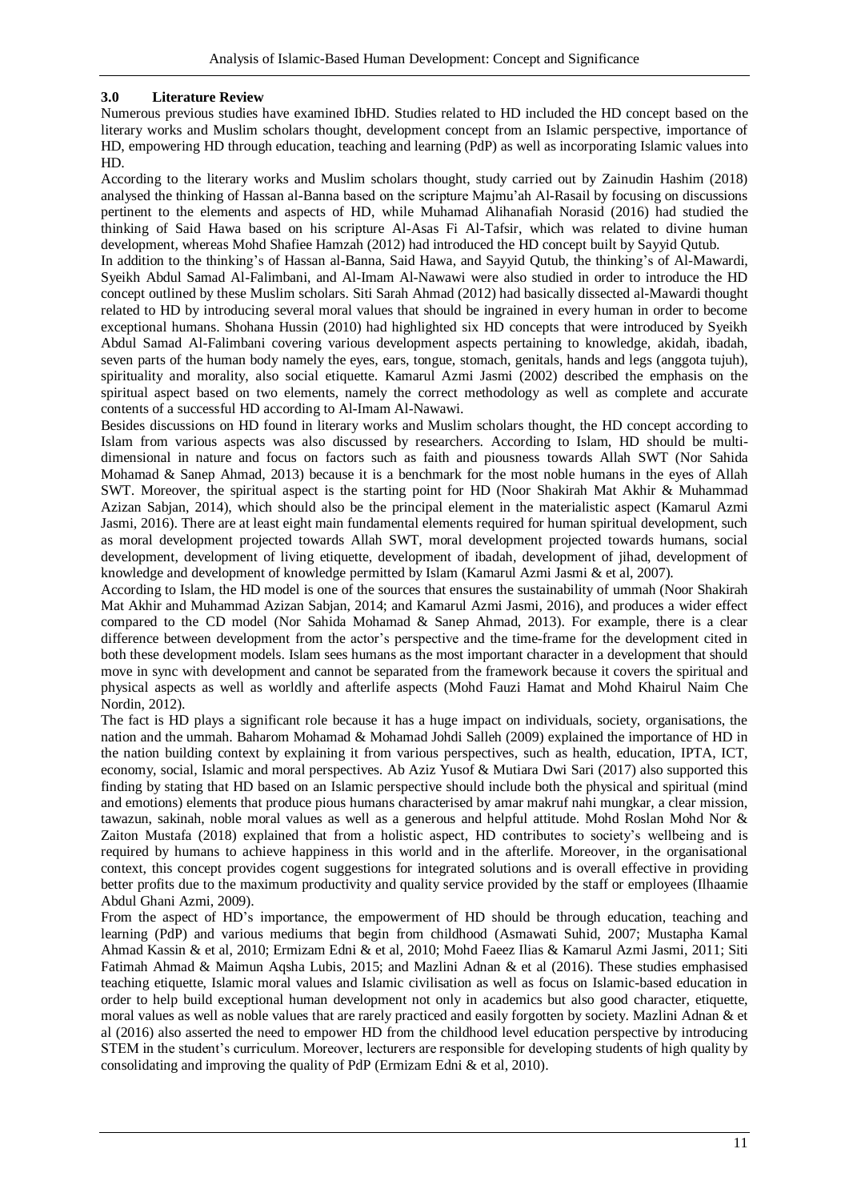## 3.0 Literature Review

Numerous previous studies have examined IbHD. Studies related to HD included the HD concept based on the literary works and Muslim scholars thought, development concept from an Islamic perspective, importance of HD, empowering HD through education, teaching and learning (PdP) as well as incorporating Islamic values into HD.

According to the literary works and Muslim scholars thought, study carried out by Zainudin Hashim (2018) analysed the thinking of Hassan al-Banna based on the scripture Majmu'ah Al-Rasail by focusing on discussions pertinent to the elements and aspects of HD, while Muhamad Alihanafiah Norasid (2016) had studied the thinking of Said Hawa based on his scripture Al-Asas Fi Al-Tafsir, which was related to divine human development, whereas Mohd Shafiee Hamzah (2012) had introduced the HD concept built by Sayyid Qutub.

In addition to the thinking's of Hassan al-Banna, Said Hawa, and Sayyid Qutub, the thinking's of Al-Mawardi, Syeikh Abdul Samad Al-Falimbani, and Al-Imam Al-Nawawi were also studied in order to introduce the HD concept outlined by these Muslim scholars. Siti Sarah Ahmad (2012) had basically dissected al-Mawardi thought related to HD by introducing several moral values that should be ingrained in every human in order to become exceptional humans. Shohana Hussin (2010) had highlighted six HD concepts that were introduced by Syeikh Abdul Samad Al-Falimbani covering various development aspects pertaining to knowledge, akidah, ibadah, seven parts of the human body namely the eyes, ears, tongue, stomach, genitals, hands and legs (anggota tujuh), spirituality and morality, also social etiquette. Kamarul Azmi Jasmi (2002) described the emphasis on the spiritual aspect based on two elements, namely the correct methodology as well as complete and accurate contents of a successful HD according to Al-Imam Al-Nawawi.

Besides discussions on HD found in literary works and Muslim scholars thought, the HD concept according to Islam from various aspects was also discussed by researchers. According to Islam, HD should be multi-dimensional in nature and focus on factors such as faith and piousness towards Allah SWT (Nor Sahida Mohamad & Sanep Ahmad, 2013) because it is a benchmark for the most noble humans in the eyes of Allah SWT. Moreover, the spiritual aspect is the starting point for HD (Noor Shakirah Mat Akhir & Muhammad Azizan Sabjan, 2014), which should also be the principal element in the materialistic aspect (Kamarul Azmi Jasmi, 2016). There are at least eight main fundamental elements required for human spiritual development, such as moral development projected towards Allah SWT, moral development projected towards humans, social development, development of living etiquette, development of ibadah, development of jihad, development of knowledge and development of knowledge permitted by Islam (Kamarul Azmi Jasmi & et al, 2007).

According to Islam, the HD model is one of the sources that ensures the sustainability of ummah (Noor Shakirah Mat Akhir and Muhammad Azizan Sabjan, 2014; and Kamarul Azmi Jasmi, 2016), and produces a wider effect compared to the CD model (Nor Sahida Mohamad & Sanep Ahmad, 2013). For example, there is a clear difference between development from the actor's perspective and the time-frame for the development cited in both these development models. Islam sees humans as the most important character in a development that should move in sync with development and cannot be separated from the framework because it covers the spiritual and physical aspects as well as worldly and afterlife aspects (Mohd Fauzi Hamat and Mohd Khairul Naim Che Nordin, 2012).

The fact is HD plays a significant role because it has a huge impact on individuals, society, organisations, the nation and the ummah. Baharom Mohamad & Mohamad Johdi Salleh (2009) explained the importance of HD in the nation building context by explaining it from various perspectives, such as health, education, IPTA, ICT, economy, social, Islamic and moral perspectives. Ab Aziz Yusof & Mutiara Dwi Sari (2017) also supported this finding by stating that HD based on an Islamic perspective should include both the physical and spiritual (mind and emotions) elements that produce pious humans characterised by amar makruf nahi mungkar, a clear mission, tawazun, sakinah, noble moral values as well as a generous and helpful attitude. Mohd Roslan Mohd Nor & Zaiton Mustafa (2018) explained that from a holistic aspect, HD contributes to society's wellbeing and is required by humans to achieve happiness in this world and in the afterlife. Moreover, in the organisational context, this concept provides cogent suggestions for integrated solutions and is overall effective in providing better profits due to the maximum productivity and quality service provided by the staff or employees (Ilhaamie Abdul Ghani Azmi, 2009).

From the aspect of HD's importance, the empowerment of HD should be through education, teaching and learning (PdP) and various mediums that begin from childhood (Asmawati Suhid, 2007; Mustapha Kamal Ahmad Kassin & et al, 2010; Ermizam Edni & et al, 2010; Mohd Faeez Ilias & Kamarul Azmi Jasmi, 2011; Siti Fatimah Ahmad & Maimun Aqsha Lubis, 2015; and Mazlini Adnan & et al (2016). These studies emphasised teaching etiquette, Islamic moral values and Islamic civilisation as well as focus on Islamic-based education in order to help build exceptional human development not only in academics but also good character, etiquette, moral values as well as noble values that are rarely practiced and easily forgotten by society. Mazlini Adnan & et al (2016) also asserted the need to empower HD from the childhood level education perspective by introducing STEM in the student's curriculum. Moreover, lecturers are responsible for developing students of high quality by consolidating and improving the quality of PdP (Ermizam Edni & et al, 2010).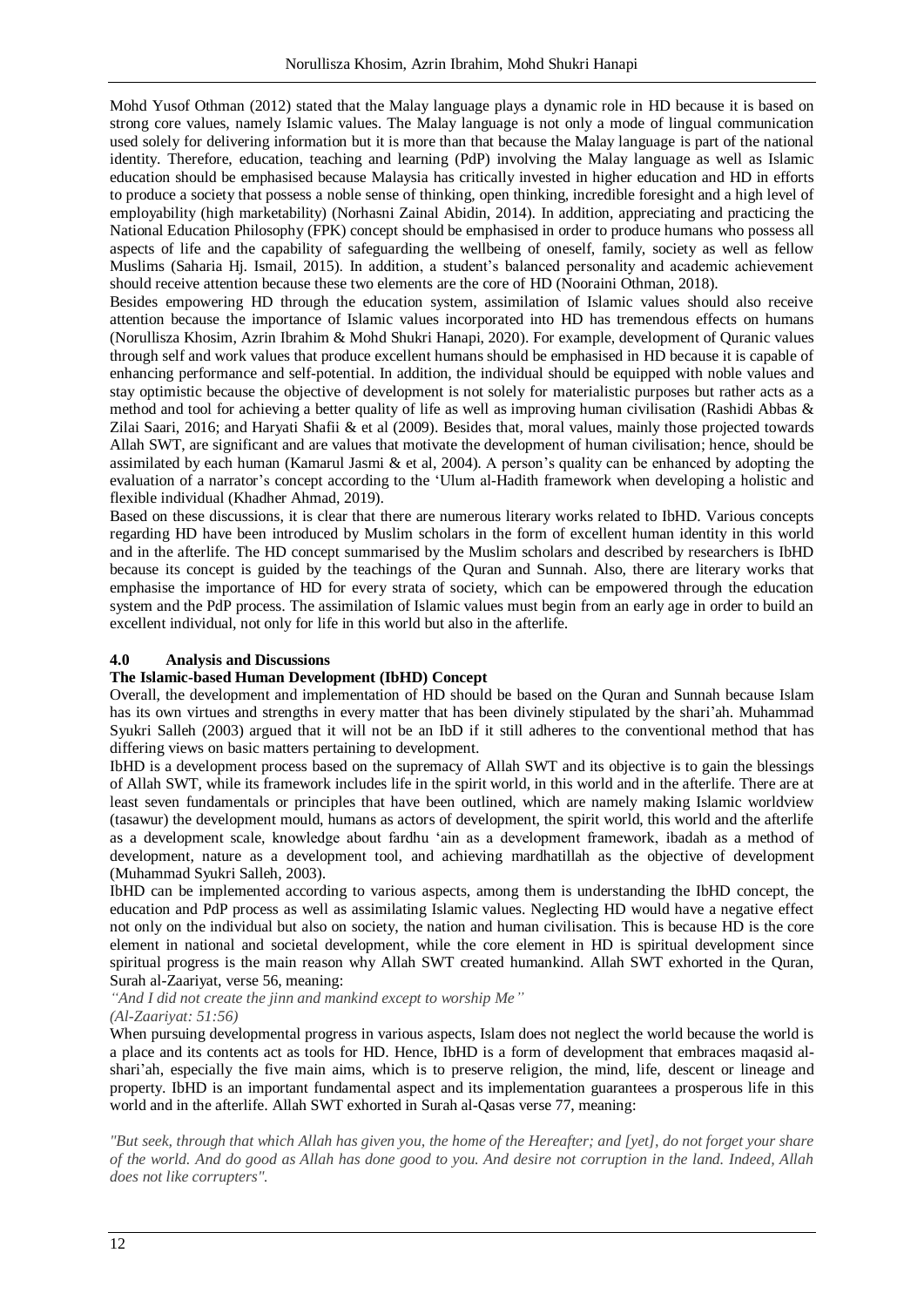Mohd Yusof Othman (2012) stated that the Malay language plays a dynamic role in HD because it is based on strong core values, namely Islamic values. The Malay language is not only a mode of lingual communication used solely for delivering information but it is more than that because the Malay language is part of the national identity. Therefore, education, teaching and learning (PdP) involving the Malay language as well as Islamic education should be emphasised because Malaysia has critically invested in higher education and HD in efforts to produce a society that possess a noble sense of thinking, open thinking, incredible foresight and a high level of employability (high marketability) (Norhasni Zainal Abidin, 2014). In addition, appreciating and practicing the National Education Philosophy (FPK) concept should be emphasised in order to produce humans who possess all aspects of life and the capability of safeguarding the wellbeing of oneself, family, society as well as fellow Muslims (Saharia Hj. Ismail, 2015). In addition, a student's balanced personality and academic achievement should receive attention because these two elements are the core of HD (Nooraini Othman, 2018).

Besides empowering HD through the education system, assimilation of Islamic values should also receive attention because the importance of Islamic values incorporated into HD has tremendous effects on humans (Norullisza Khosim, Azrin Ibrahim & Mohd Shukri Hanapi, 2020). For example, development of Quranic values through self and work values that produce excellent humans should be emphasised in HD because it is capable of enhancing performance and self-potential. In addition, the individual should be equipped with noble values and stay optimistic because the objective of development is not solely for materialistic purposes but rather acts as a method and tool for achieving a better quality of life as well as improving human civilisation (Rashidi Abbas & Zilai Saari, 2016; and Haryati Shafii & et al (2009). Besides that, moral values, mainly those projected towards Allah SWT, are significant and are values that motivate the development of human civilisation; hence, should be assimilated by each human (Kamarul Jasmi & et al, 2004). A person's quality can be enhanced by adopting the evaluation of a narrator's concept according to the 'Ulum al-Hadith framework when developing a holistic and flexible individual (Khadher Ahmad, 2019).

Based on these discussions, it is clear that there are numerous literary works related to IbHD. Various concepts regarding HD have been introduced by Muslim scholars in the form of excellent human identity in this world and in the afterlife. The HD concept summarised by the Muslim scholars and described by researchers is IbHD because its concept is guided by the teachings of the Quran and Sunnah. Also, there are literary works that emphasise the importance of HD for every strata of society, which can be empowered through the education system and the PdP process. The assimilation of Islamic values must begin from an early age in order to build an excellent individual, not only for life in this world but also in the afterlife.

## 4.0 Analysis and Discussions

### The Islamic-based Human Development (IbHD) Concept

Overall, the development and implementation of HD should be based on the Quran and Sunnah because Islam has its own virtues and strengths in every matter that has been divinely stipulated by the shari'ah. Muhammad Syukri Salleh (2003) argued that it will not be an IbD if it still adheres to the conventional method that has differing views on basic matters pertaining to development.

IbHD is a development process based on the supremacy of Allah SWT and its objective is to gain the blessings of Allah SWT, while its framework includes life in the spirit world, in this world and in the afterlife. There are at least seven fundamentals or principles that have been outlined, which are namely making Islamic worldview (tasawur) the development mould, humans as actors of development, the spirit world, this world and the afterlife as a development scale, knowledge about fardhu 'ain as a development framework, ibadah as a method of development, nature as a development tool, and achieving mardhatillah as the objective of development (Muhammad Syukri Salleh, 2003).

IbHD can be implemented according to various aspects, among them is understanding the IbHD concept, the education and PdP process as well as assimilating Islamic values. Neglecting HD would have a negative effect not only on the individual but also on society, the nation and human civilisation. This is because HD is the core element in national and societal development, while the core element in HD is spiritual development since spiritual progress is the main reason why Allah SWT created humankind. Allah SWT exhorted in the Quran, Surah al-Zaariyat, verse 56, meaning:

*"And I did not create the jinn and mankind except to worship Me"*
*(Al-Zaariyat: 51:56)*

When pursuing developmental progress in various aspects, Islam does not neglect the world because the world is a place and its contents act as tools for HD. Hence, IbHD is a form of development that embraces maqasid al-shari'ah, especially the five main aims, which is to preserve religion, the mind, life, descent or lineage and property. IbHD is an important fundamental aspect and its implementation guarantees a prosperous life in this world and in the afterlife. Allah SWT exhorted in Surah al-Qasas verse 77, meaning:

*"But seek, through that which Allah has given you, the home of the Hereafter; and [yet], do not forget your share of the world. And do good as Allah has done good to you. And desire not corruption in the land. Indeed, Allah does not like corrupters".*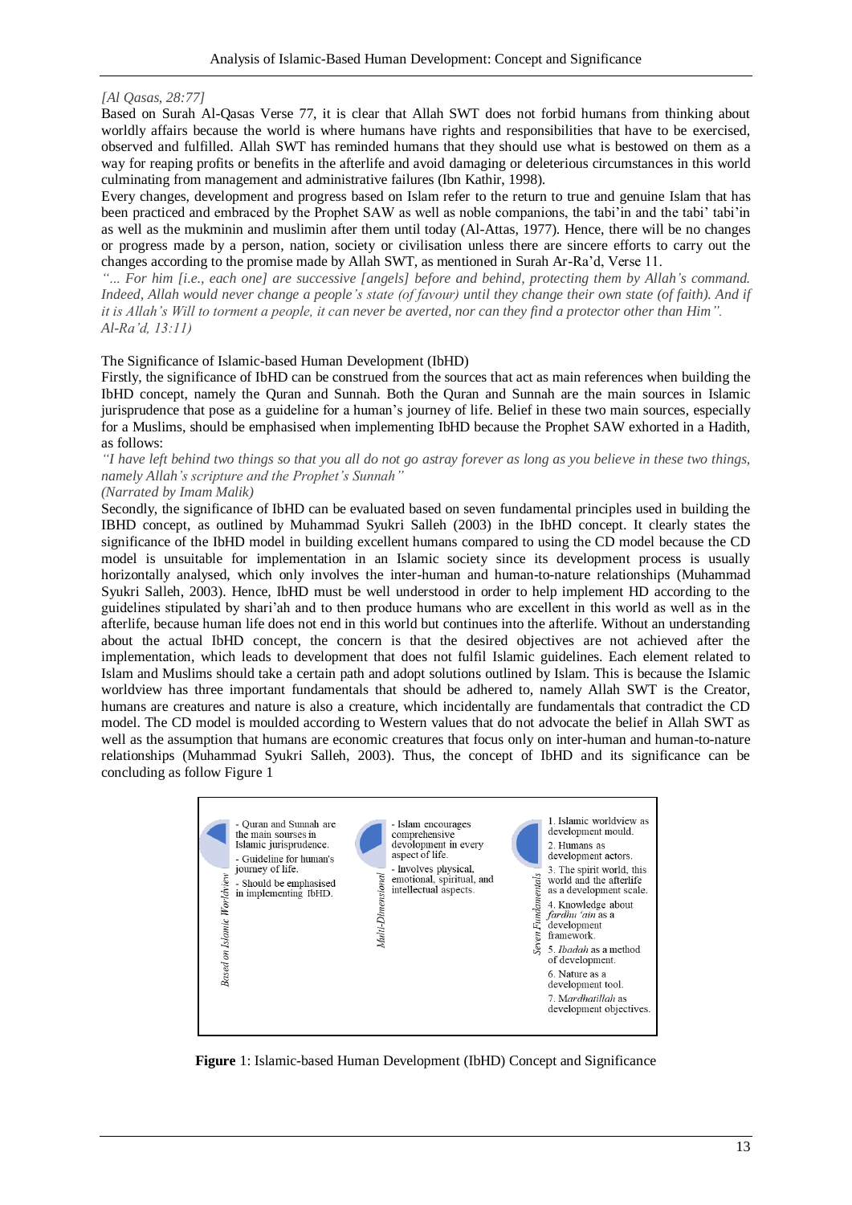*[Al Qasas, 28:77]*

Based on Surah Al-Qasas Verse 77, it is clear that Allah SWT does not forbid humans from thinking about worldly affairs because the world is where humans have rights and responsibilities that have to be exercised, observed and fulfilled. Allah SWT has reminded humans that they should use what is bestowed on them as a way for reaping profits or benefits in the afterlife and avoid damaging or deleterious circumstances in this world culminating from management and administrative failures (Ibn Kathir, 1998).

Every changes, development and progress based on Islam refer to the return to true and genuine Islam that has been practiced and embraced by the Prophet SAW as well as noble companions, the tabi'in and the tabi' tabi'in as well as the mukminin and muslimin after them until today (Al-Attas, 1977). Hence, there will be no changes or progress made by a person, nation, society or civilisation unless there are sincere efforts to carry out the changes according to the promise made by Allah SWT, as mentioned in Surah Ar-Ra'd, Verse 11.

*"... For him [i.e., each one] are successive [angels] before and behind, protecting them by Allah's command. Indeed, Allah would never change a people's state (of favour) until they change their own state (of faith). And if it is Allah's Will to torment a people, it can never be averted, nor can they find a protector other than Him". Al-Ra'd, 13:11)*

## The Significance of Islamic-based Human Development (IbHD)

Firstly, the significance of IbHD can be construed from the sources that act as main references when building the IbHD concept, namely the Quran and Sunnah. Both the Quran and Sunnah are the main sources in Islamic jurisprudence that pose as a guideline for a human's journey of life. Belief in these two main sources, especially for a Muslims, should be emphasised when implementing IbHD because the Prophet SAW exhorted in a Hadith, as follows:

*"I have left behind two things so that you all do not go astray forever as long as you believe in these two things, namely Allah's scripture and the Prophet's Sunnah"*
*(Narrated by Imam Malik)*

Secondly, the significance of IbHD can be evaluated based on seven fundamental principles used in building the IBHD concept, as outlined by Muhammad Syukri Salleh (2003) in the IbHD concept. It clearly states the significance of the IbHD model in building excellent humans compared to using the CD model because the CD model is unsuitable for implementation in an Islamic society since its development process is usually horizontally analysed, which only involves the inter-human and human-to-nature relationships (Muhammad Syukri Salleh, 2003). Hence, IbHD must be well understood in order to help implement HD according to the guidelines stipulated by shari'ah and to then produce humans who are excellent in this world as well as in the afterlife, because human life does not end in this world but continues into the afterlife. Without an understanding about the actual IbHD concept, the concern is that the desired objectives are not achieved after the implementation, which leads to development that does not fulfil Islamic guidelines. Each element related to Islam and Muslims should take a certain path and adopt solutions outlined by Islam. This is because the Islamic worldview has three important fundamentals that should be adhered to, namely Allah SWT is the Creator, humans are creatures and nature is also a creature, which incidentally are fundamentals that contradict the CD model. The CD model is moulded according to Western values that do not advocate the belief in Allah SWT as well as the assumption that humans are economic creatures that focus only on inter-human and human-to-nature relationships (Muhammad Syukri Salleh, 2003). Thus, the concept of IbHD and its significance can be concluding as follow Figure 1

**Based on Islamic Worldview**
- Quran and Sunnah are the main sourses in Islamic jurisprudence.
- Guideline for human's journey of life.
- Should be emphasised in implementing IbHD.

**Multi-Dimensional**
- Islam encourages comprehensive devolopment in every aspect of life.
- Involves physical, emotional, spiritual, and intellectual aspects.

**Seven Fundamentals**
1. Islamic worldview as development mould.
2. Humans as development actors.
3. The spirit world, this world and the afterlife as a development scale.
4. Knowledge about *fardhu 'ain* as a development framework.
5. *Ibadah* as a method of development.
6. Nature as a development tool.
7. M*ardhatillah* as development objectives.

**Figure** 1: Islamic-based Human Development (IbHD) Concept and Significance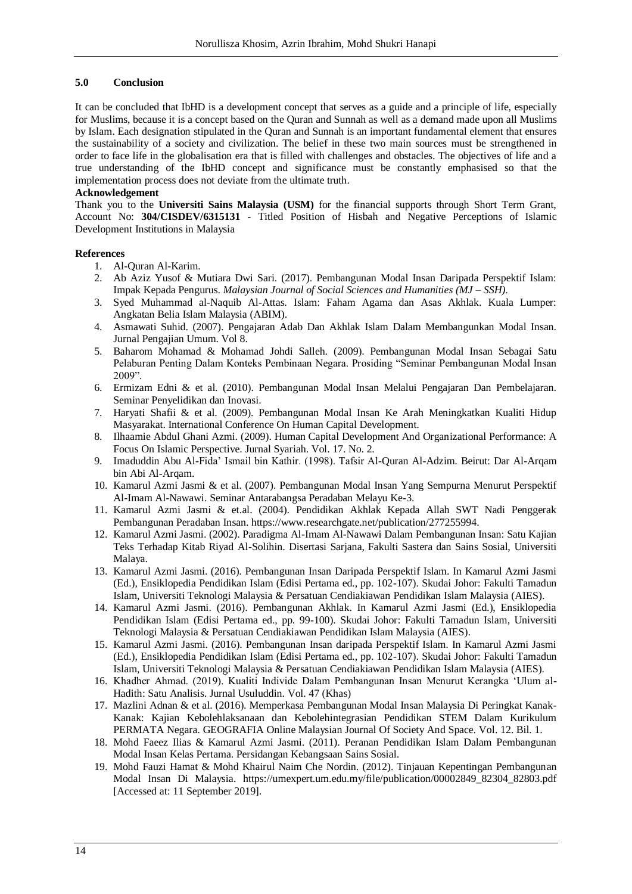## 5.0 Conclusion

It can be concluded that IbHD is a development concept that serves as a guide and a principle of life, especially for Muslims, because it is a concept based on the Quran and Sunnah as well as a demand made upon all Muslims by Islam. Each designation stipulated in the Quran and Sunnah is an important fundamental element that ensures the sustainability of a society and civilization. The belief in these two main sources must be strengthened in order to face life in the globalisation era that is filled with challenges and obstacles. The objectives of life and a true understanding of the IbHD concept and significance must be constantly emphasised so that the implementation process does not deviate from the ultimate truth.

**Acknowledgement**

Thank you to the **Universiti Sains Malaysia (USM)** for the financial supports through Short Term Grant, Account No: **304/CISDEV/6315131** - Titled Position of Hisbah and Negative Perceptions of Islamic Development Institutions in Malaysia

**References**

1. Al-Quran Al-Karim.
2. Ab Aziz Yusof & Mutiara Dwi Sari. (2017). Pembangunan Modal Insan Daripada Perspektif Islam: Impak Kepada Pengurus. *Malaysian Journal of Social Sciences and Humanities (MJ – SSH).*
3. Syed Muhammad al-Naquib Al-Attas. Islam: Faham Agama dan Asas Akhlak. Kuala Lumper: Angkatan Belia Islam Malaysia (ABIM).
4. Asmawati Suhid. (2007). Pengajaran Adab Dan Akhlak Islam Dalam Membangunkan Modal Insan. Jurnal Pengajian Umum. Vol 8.
5. Baharom Mohamad & Mohamad Johdi Salleh. (2009). Pembangunan Modal Insan Sebagai Satu Pelaburan Penting Dalam Konteks Pembinaan Negara. Prosiding "Seminar Pembangunan Modal Insan 2009".
6. Ermizam Edni & et al. (2010). Pembangunan Modal Insan Melalui Pengajaran Dan Pembelajaran. Seminar Penyelidikan dan Inovasi.
7. Haryati Shafii & et al. (2009). Pembangunan Modal Insan Ke Arah Meningkatkan Kualiti Hidup Masyarakat. International Conference On Human Capital Development.
8. Ilhaamie Abdul Ghani Azmi. (2009). Human Capital Development And Organizational Performance: A Focus On Islamic Perspective. Jurnal Syariah. Vol. 17. No. 2.
9. Imaduddin Abu Al-Fida' Ismail bin Kathir. (1998). Tafsir Al-Quran Al-Adzim. Beirut: Dar Al-Arqam bin Abi Al-Arqam.
10. Kamarul Azmi Jasmi & et al. (2007). Pembangunan Modal Insan Yang Sempurna Menurut Perspektif Al-Imam Al-Nawawi. Seminar Antarabangsa Peradaban Melayu Ke-3.
11. Kamarul Azmi Jasmi & et.al. (2004). Pendidikan Akhlak Kepada Allah SWT Nadi Penggerak Pembangunan Peradaban Insan. https://www.researchgate.net/publication/277255994.
12. Kamarul Azmi Jasmi. (2002). Paradigma Al-Imam Al-Nawawi Dalam Pembangunan Insan: Satu Kajian Teks Terhadap Kitab Riyad Al-Solihin. Disertasi Sarjana, Fakulti Sastera dan Sains Sosial, Universiti Malaya.
13. Kamarul Azmi Jasmi. (2016). Pembangunan Insan Daripada Perspektif Islam. In Kamarul Azmi Jasmi (Ed.), Ensiklopedia Pendidikan Islam (Edisi Pertama ed., pp. 102-107). Skudai Johor: Fakulti Tamadun Islam, Universiti Teknologi Malaysia & Persatuan Cendiakiawan Pendidikan Islam Malaysia (AIES).
14. Kamarul Azmi Jasmi. (2016). Pembangunan Akhlak. In Kamarul Azmi Jasmi (Ed.), Ensiklopedia Pendidikan Islam (Edisi Pertama ed., pp. 99-100). Skudai Johor: Fakulti Tamadun Islam, Universiti Teknologi Malaysia & Persatuan Cendiakiawan Pendidikan Islam Malaysia (AIES).
15. Kamarul Azmi Jasmi. (2016). Pembangunan Insan daripada Perspektif Islam. In Kamarul Azmi Jasmi (Ed.), Ensiklopedia Pendidikan Islam (Edisi Pertama ed., pp. 102-107). Skudai Johor: Fakulti Tamadun Islam, Universiti Teknologi Malaysia & Persatuan Cendiakiawan Pendidikan Islam Malaysia (AIES).
16. Khadher Ahmad. (2019). Kualiti Individe Dalam Pembangunan Insan Menurut Kerangka 'Ulum al-Hadith: Satu Analisis. Jurnal Usuluddin. Vol. 47 (Khas)
17. Mazlini Adnan & et al. (2016). Memperkasa Pembangunan Modal Insan Malaysia Di Peringkat Kanak-Kanak: Kajian Kebolehlaksanaan dan Kebolehintegrasian Pendidikan STEM Dalam Kurikulum PERMATA Negara. GEOGRAFIA Online Malaysian Journal Of Society And Space. Vol. 12. Bil. 1.
18. Mohd Faeez Ilias & Kamarul Azmi Jasmi. (2011). Peranan Pendidikan Islam Dalam Pembangunan Modal Insan Kelas Pertama. Persidangan Kebangsaan Sains Sosial.
19. Mohd Fauzi Hamat & Mohd Khairul Naim Che Nordin. (2012). Tinjauan Kepentingan Pembangunan Modal Insan Di Malaysia. https://umexpert.um.edu.my/file/publication/00002849_82304_82803.pdf [Accessed at: 11 September 2019].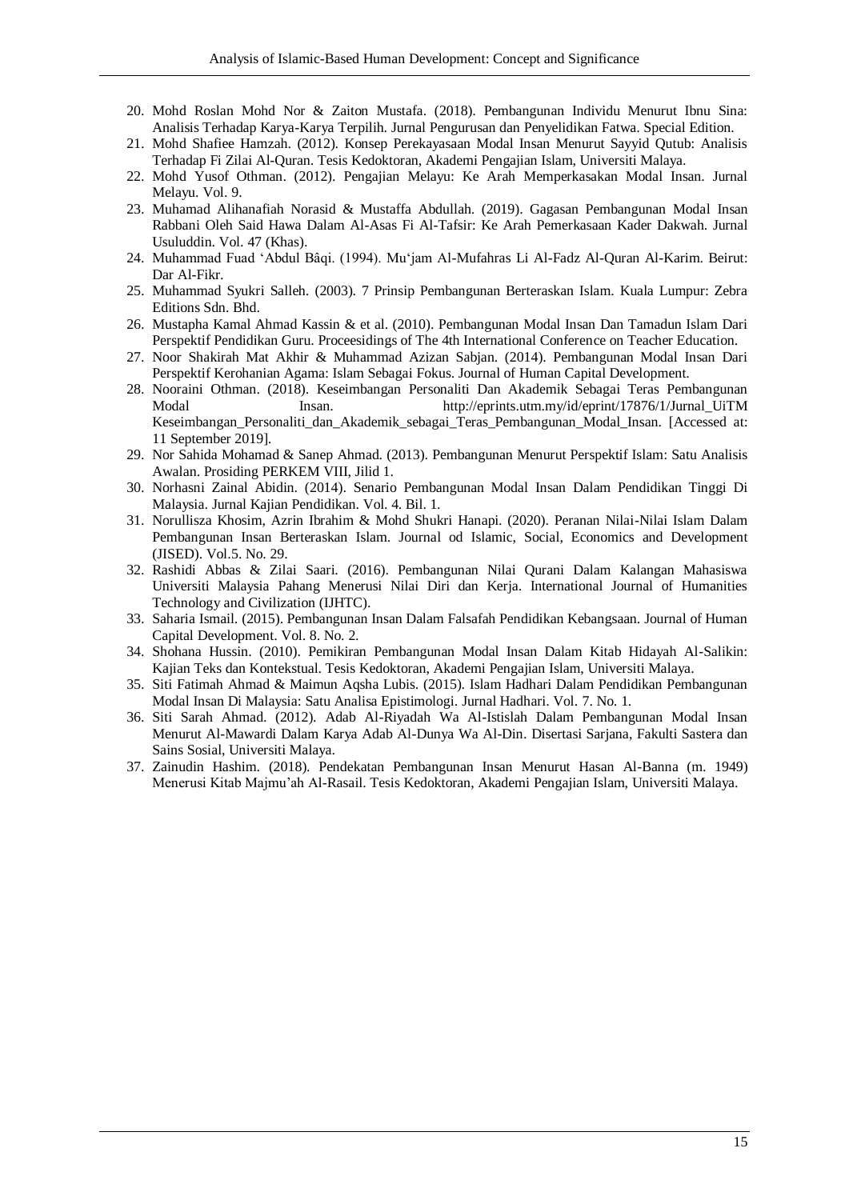20. Mohd Roslan Mohd Nor & Zaiton Mustafa. (2018). Pembangunan Individu Menurut Ibnu Sina: Analisis Terhadap Karya-Karya Terpilih. Jurnal Pengurusan dan Penyelidikan Fatwa. Special Edition.
21. Mohd Shafiee Hamzah. (2012). Konsep Perekayasaan Modal Insan Menurut Sayyid Qutub: Analisis Terhadap Fi Zilai Al-Quran. Tesis Kedoktoran, Akademi Pengajian Islam, Universiti Malaya.
22. Mohd Yusof Othman. (2012). Pengajian Melayu: Ke Arah Memperkasakan Modal Insan. Jurnal Melayu. Vol. 9.
23. Muhamad Alihanafiah Norasid & Mustaffa Abdullah. (2019). Gagasan Pembangunan Modal Insan Rabbani Oleh Said Hawa Dalam Al-Asas Fi Al-Tafsir: Ke Arah Pemerkasaan Kader Dakwah. Jurnal Usuluddin. Vol. 47 (Khas).
24. Muhammad Fuad 'Abdul Bâqi. (1994). Mu'jam Al-Mufahras Li Al-Fadz Al-Quran Al-Karim. Beirut: Dar Al-Fikr.
25. Muhammad Syukri Salleh. (2003). 7 Prinsip Pembangunan Berteraskan Islam. Kuala Lumpur: Zebra Editions Sdn. Bhd.
26. Mustapha Kamal Ahmad Kassin & et al. (2010). Pembangunan Modal Insan Dan Tamadun Islam Dari Perspektif Pendidikan Guru. Proceesidings of The 4th International Conference on Teacher Education.
27. Noor Shakirah Mat Akhir & Muhammad Azizan Sabjan. (2014). Pembangunan Modal Insan Dari Perspektif Kerohanian Agama: Islam Sebagai Fokus. Journal of Human Capital Development.
28. Nooraini Othman. (2018). Keseimbangan Personaliti Dan Akademik Sebagai Teras Pembangunan Modal Insan. http://eprints.utm.my/id/eprint/17876/1/Jurnal_UiTM Keseimbangan_Personaliti_dan_Akademik_sebagai_Teras_Pembangunan_Modal_Insan. [Accessed at: 11 September 2019].
29. Nor Sahida Mohamad & Sanep Ahmad. (2013). Pembangunan Menurut Perspektif Islam: Satu Analisis Awalan. Prosiding PERKEM VIII, Jilid 1.
30. Norhasni Zainal Abidin. (2014). Senario Pembangunan Modal Insan Dalam Pendidikan Tinggi Di Malaysia. Jurnal Kajian Pendidikan. Vol. 4. Bil. 1.
31. Norullisza Khosim, Azrin Ibrahim & Mohd Shukri Hanapi. (2020). Peranan Nilai-Nilai Islam Dalam Pembangunan Insan Berteraskan Islam. Journal od Islamic, Social, Economics and Development (JISED). Vol.5. No. 29.
32. Rashidi Abbas & Zilai Saari. (2016). Pembangunan Nilai Qurani Dalam Kalangan Mahasiswa Universiti Malaysia Pahang Menerusi Nilai Diri dan Kerja. International Journal of Humanities Technology and Civilization (IJHTC).
33. Saharia Ismail. (2015). Pembangunan Insan Dalam Falsafah Pendidikan Kebangsaan. Journal of Human Capital Development. Vol. 8. No. 2.
34. Shohana Hussin. (2010). Pemikiran Pembangunan Modal Insan Dalam Kitab Hidayah Al-Salikin: Kajian Teks dan Kontekstual. Tesis Kedoktoran, Akademi Pengajian Islam, Universiti Malaya.
35. Siti Fatimah Ahmad & Maimun Aqsha Lubis. (2015). Islam Hadhari Dalam Pendidikan Pembangunan Modal Insan Di Malaysia: Satu Analisa Epistimologi. Jurnal Hadhari. Vol. 7. No. 1.
36. Siti Sarah Ahmad. (2012). Adab Al-Riyadah Wa Al-Istislah Dalam Pembangunan Modal Insan Menurut Al-Mawardi Dalam Karya Adab Al-Dunya Wa Al-Din. Disertasi Sarjana, Fakulti Sastera dan Sains Sosial, Universiti Malaya.
37. Zainudin Hashim. (2018). Pendekatan Pembangunan Insan Menurut Hasan Al-Banna (m. 1949) Menerusi Kitab Majmu'ah Al-Rasail. Tesis Kedoktoran, Akademi Pengajian Islam, Universiti Malaya.